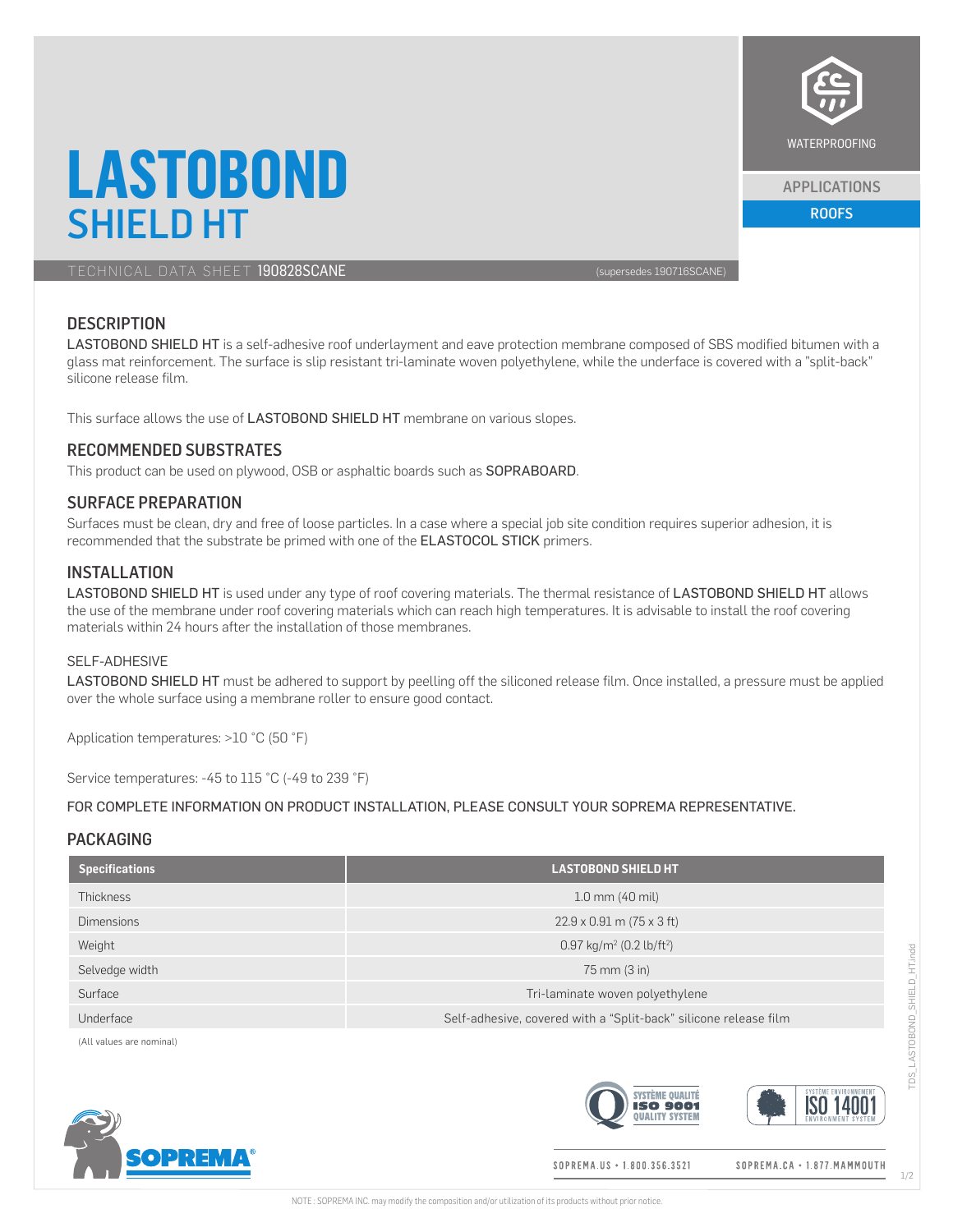# LASTOBOND
## SHIELD HT

TECHNICAL DATA SHEET **190828SCANE** (supersedes 190716SCANE)

WATERPROOFING

APPLICATIONS

ROOFS

## DESCRIPTION

LASTOBOND SHIELD HT is a self-adhesive roof underlayment and eave protection membrane composed of SBS modified bitumen with a glass mat reinforcement. The surface is slip resistant tri-laminate woven polyethylene, while the underface is covered with a "split-back" silicone release film.

This surface allows the use of LASTOBOND SHIELD HT membrane on various slopes.

## RECOMMENDED SUBSTRATES

This product can be used on plywood, OSB or asphaltic boards such as SOPRABOARD.

## SURFACE PREPARATION

Surfaces must be clean, dry and free of loose particles. In a case where a special job site condition requires superior adhesion, it is recommended that the substrate be primed with one of the ELASTOCOL STICK primers.

## INSTALLATION

LASTOBOND SHIELD HT is used under any type of roof covering materials. The thermal resistance of LASTOBOND SHIELD HT allows the use of the membrane under roof covering materials which can reach high temperatures. It is advisable to install the roof covering materials within 24 hours after the installation of those membranes.

### SELF-ADHESIVE

LASTOBOND SHIELD HT must be adhered to support by peeling off the siliconed release film. Once installed, a pressure must be applied over the whole surface using a membrane roller to ensure good contact.

Application temperatures: >10 °C (50 °F)

Service temperatures: -45 to 115 °C (-49 to 239 °F)

FOR COMPLETE INFORMATION ON PRODUCT INSTALLATION, PLEASE CONSULT YOUR SOPREMA REPRESENTATIVE.

## PACKAGING

| Specifications | LASTOBOND SHIELD HT |
|---|---|
| Thickness | 1.0 mm (40 mil) |
| Dimensions | 22.9 x 0.91 m (75 x 3 ft) |
| Weight | 0.97 kg/m² (0.2 lb/ft²) |
| Selvedge width | 75 mm (3 in) |
| Surface | Tri-laminate woven polyethylene |
| Underface | Self-adhesive, covered with a "Split-back" silicone release film |

(All values are nominal)

SYSTÈME QUALITÉ ISO 9001 QUALITY SYSTEM

SYSTÈME ENVIRONNEMENT ISO 14001 ENVIRONMENT SYSTEM

SOPREMA®

SOPREMA.US • 1.800.356.3521 SOPREMA.CA • 1.877.MAMMOUTH

NOTE : SOPREMA INC. may modify the composition and/or utilization of its products without prior notice.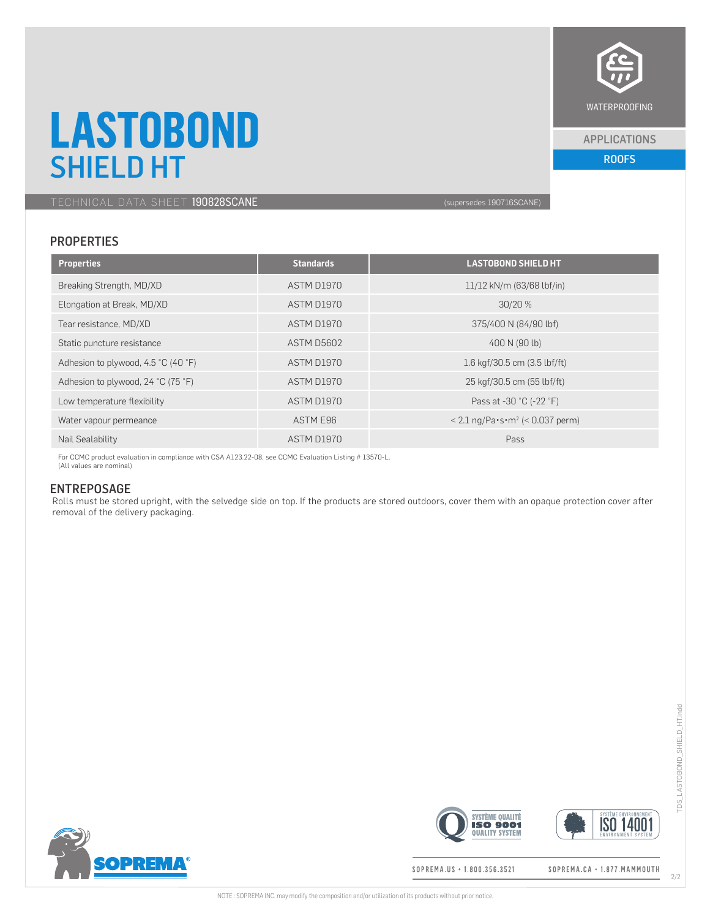# LASTOBOND
## SHIELD HT

TECHNICAL DATA SHEET **190828SCANE** (supersedes 190716SCANE)

WATERPROOFING

APPLICATIONS

ROOFS

## PROPERTIES

| Properties | Standards | LASTOBOND SHIELD HT |
|---|---|---|
| Breaking Strength, MD/XD | ASTM D1970 | 11/12 kN/m (63/68 lbf/in) |
| Elongation at Break, MD/XD | ASTM D1970 | 30/20 % |
| Tear resistance, MD/XD | ASTM D1970 | 375/400 N (84/90 lbf) |
| Static puncture resistance | ASTM D5602 | 400 N (90 lb) |
| Adhesion to plywood, 4.5 °C (40 °F) | ASTM D1970 | 1.6 kgf/30.5 cm (3.5 lbf/ft) |
| Adhesion to plywood, 24 °C (75 °F) | ASTM D1970 | 25 kgf/30.5 cm (55 lbf/ft) |
| Low temperature flexibility | ASTM D1970 | Pass at -30 °C (-22 °F) |
| Water vapour permeance | ASTM E96 | < 2.1 ng/Pa•s•m² (< 0.037 perm) |
| Nail Sealability | ASTM D1970 | Pass |

For CCMC product evaluation in compliance with CSA A123.22-08, see CCMC Evaluation Listing # 13570-L.
(All values are nominal)

## ENTREPOSAGE

Rolls must be stored upright, with the selvedge side on top. If the products are stored outdoors, cover them with an opaque protection cover after removal of the delivery packaging.

SYSTÈME QUALITÉ ISO 9001 QUALITY SYSTEM

SYSTÈME ENVIRONNEMENT ISO 14001 ENVIRONMENT SYSTEM

SOPREMA.US • 1.800.356.3521 SOPREMA.CA • 1.877.MAMMOUTH

NOTE : SOPREMA INC. may modify the composition and/or utilization of its products without prior notice.